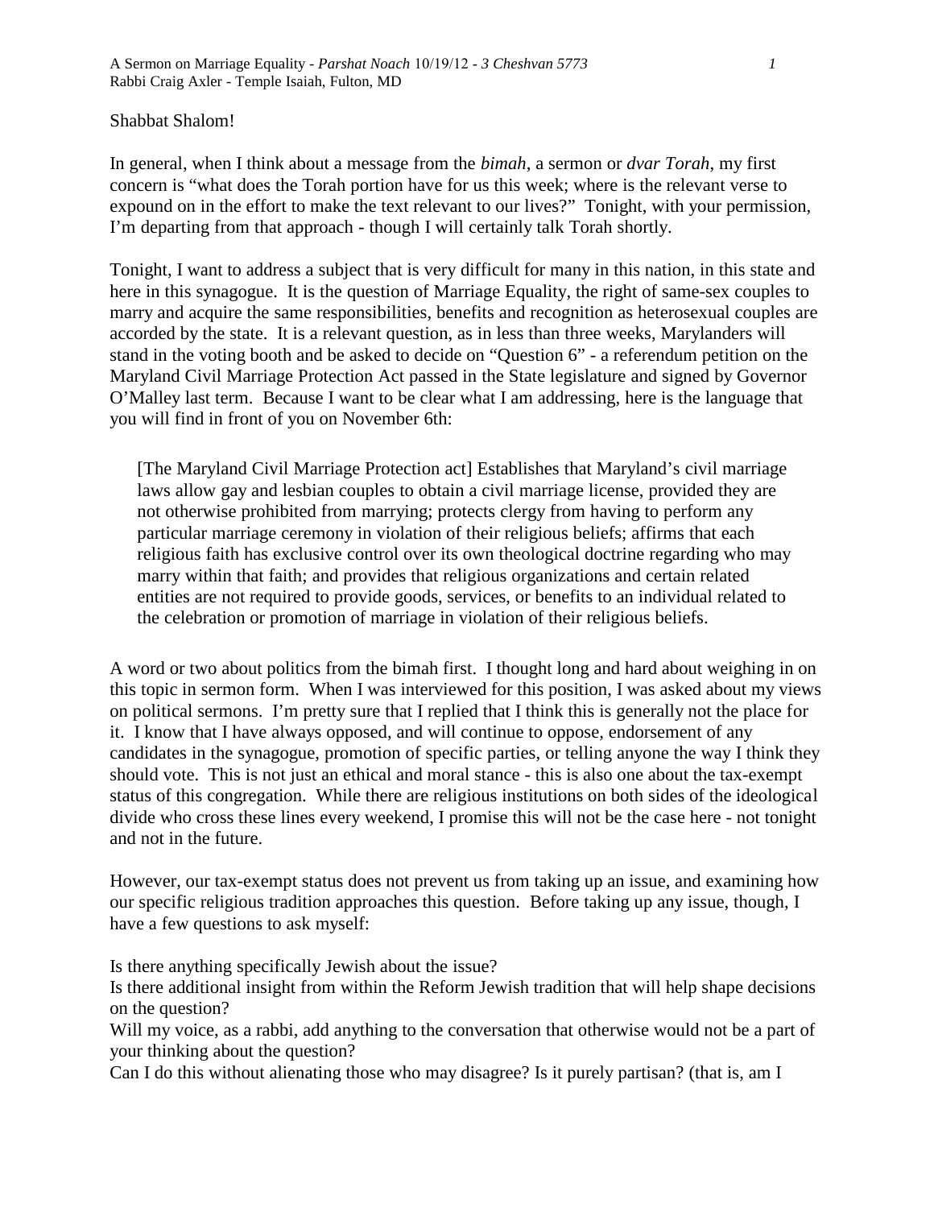Shabbat Shalom!

In general, when I think about a message from the *bimah*, a sermon or *dvar Torah*, my first concern is "what does the Torah portion have for us this week; where is the relevant verse to expound on in the effort to make the text relevant to our lives?" Tonight, with your permission, I'm departing from that approach - though I will certainly talk Torah shortly.

Tonight, I want to address a subject that is very difficult for many in this nation, in this state and here in this synagogue. It is the question of Marriage Equality, the right of same-sex couples to marry and acquire the same responsibilities, benefits and recognition as heterosexual couples are accorded by the state. It is a relevant question, as in less than three weeks, Marylanders will stand in the voting booth and be asked to decide on "Question 6" - a referendum petition on the Maryland Civil Marriage Protection Act passed in the State legislature and signed by Governor O'Malley last term. Because I want to be clear what I am addressing, here is the language that you will find in front of you on November 6th:

> [The Maryland Civil Marriage Protection act] Establishes that Maryland's civil marriage laws allow gay and lesbian couples to obtain a civil marriage license, provided they are not otherwise prohibited from marrying; protects clergy from having to perform any particular marriage ceremony in violation of their religious beliefs; affirms that each religious faith has exclusive control over its own theological doctrine regarding who may marry within that faith; and provides that religious organizations and certain related entities are not required to provide goods, services, or benefits to an individual related to the celebration or promotion of marriage in violation of their religious beliefs.

A word or two about politics from the bimah first. I thought long and hard about weighing in on this topic in sermon form. When I was interviewed for this position, I was asked about my views on political sermons. I'm pretty sure that I replied that I think this is generally not the place for it. I know that I have always opposed, and will continue to oppose, endorsement of any candidates in the synagogue, promotion of specific parties, or telling anyone the way I think they should vote. This is not just an ethical and moral stance - this is also one about the tax-exempt status of this congregation. While there are religious institutions on both sides of the ideological divide who cross these lines every weekend, I promise this will not be the case here - not tonight and not in the future.

However, our tax-exempt status does not prevent us from taking up an issue, and examining how our specific religious tradition approaches this question. Before taking up any issue, though, I have a few questions to ask myself:

Is there anything specifically Jewish about the issue?
Is there additional insight from within the Reform Jewish tradition that will help shape decisions on the question?
Will my voice, as a rabbi, add anything to the conversation that otherwise would not be a part of your thinking about the question?
Can I do this without alienating those who may disagree? Is it purely partisan? (that is, am I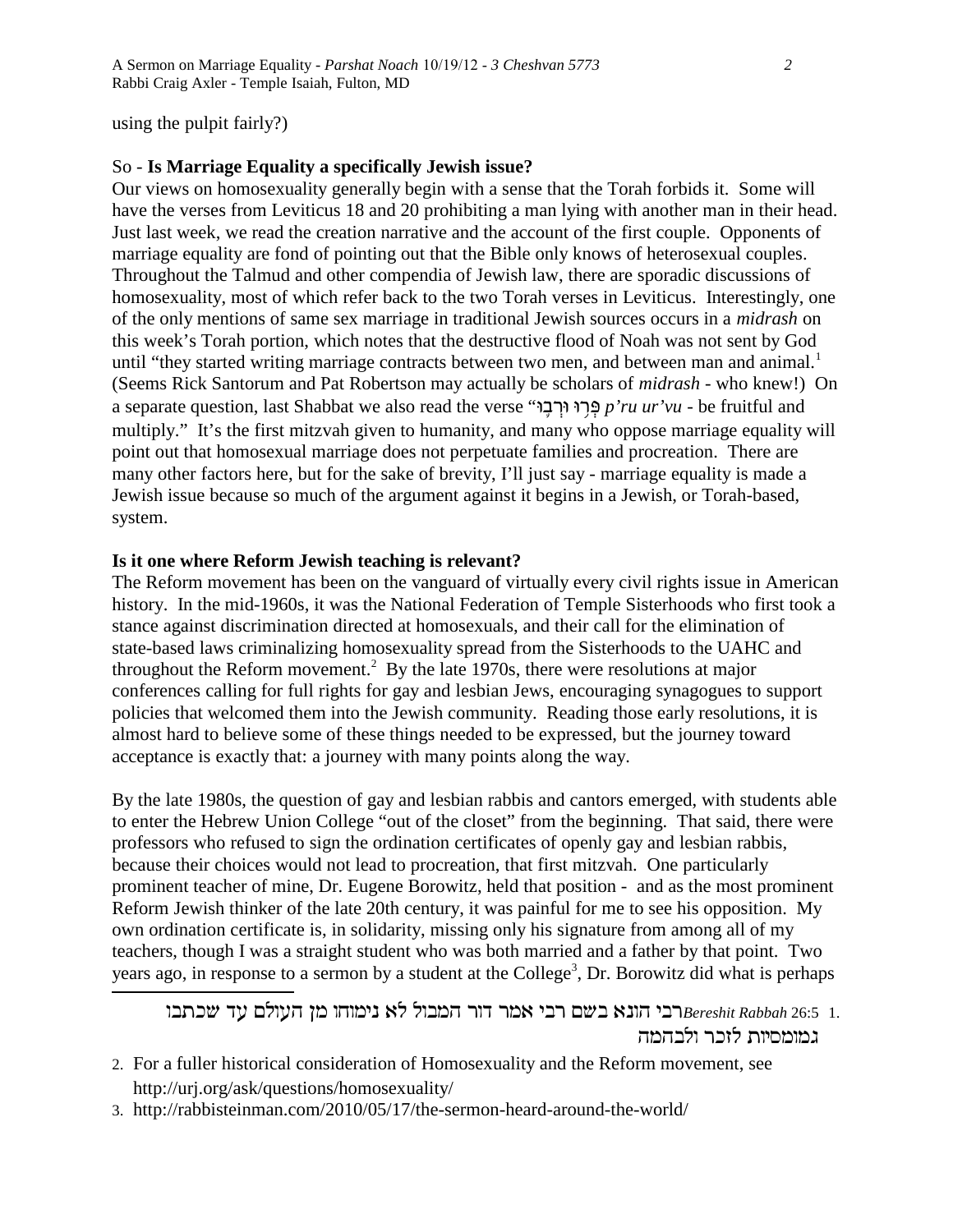using the pulpit fairly?)

So - **Is Marriage Equality a specifically Jewish issue?**

Our views on homosexuality generally begin with a sense that the Torah forbids it. Some will have the verses from Leviticus 18 and 20 prohibiting a man lying with another man in their head. Just last week, we read the creation narrative and the account of the first couple. Opponents of marriage equality are fond of pointing out that the Bible only knows of heterosexual couples. Throughout the Talmud and other compendia of Jewish law, there are sporadic discussions of homosexuality, most of which refer back to the two Torah verses in Leviticus. Interestingly, one of the only mentions of same sex marriage in traditional Jewish sources occurs in a *midrash* on this week's Torah portion, which notes that the destructive flood of Noah was not sent by God until "they started writing marriage contracts between two men, and between man and animal.[1] (Seems Rick Santorum and Pat Robertson may actually be scholars of *midrash* - who knew!) On a separate question, last Shabbat we also read the verse "פְּרוּ וּרְבוּ *p'ru ur'vu* - be fruitful and multiply." It's the first mitzvah given to humanity, and many who oppose marriage equality will point out that homosexual marriage does not perpetuate families and procreation. There are many other factors here, but for the sake of brevity, I'll just say - marriage equality is made a Jewish issue because so much of the argument against it begins in a Jewish, or Torah-based, system.

**Is it one where Reform Jewish teaching is relevant?**

The Reform movement has been on the vanguard of virtually every civil rights issue in American history. In the mid-1960s, it was the National Federation of Temple Sisterhoods who first took a stance against discrimination directed at homosexuals, and their call for the elimination of state-based laws criminalizing homosexuality spread from the Sisterhoods to the UAHC and throughout the Reform movement.[2] By the late 1970s, there were resolutions at major conferences calling for full rights for gay and lesbian Jews, encouraging synagogues to support policies that welcomed them into the Jewish community. Reading those early resolutions, it is almost hard to believe some of these things needed to be expressed, but the journey toward acceptance is exactly that: a journey with many points along the way.

By the late 1980s, the question of gay and lesbian rabbis and cantors emerged, with students able to enter the Hebrew Union College "out of the closet" from the beginning. That said, there were professors who refused to sign the ordination certificates of openly gay and lesbian rabbis, because their choices would not lead to procreation, that first mitzvah. One particularly prominent teacher of mine, Dr. Eugene Borowitz, held that position - and as the most prominent Reform Jewish thinker of the late 20th century, it was painful for me to see his opposition. My own ordination certificate is, in solidarity, missing only his signature from among all of my teachers, though I was a straight student who was both married and a father by that point. Two years ago, in response to a sermon by a student at the College[3], Dr. Borowitz did what is perhaps

---

1. *Bereshit Rabbah* 26:5 רבי הונא בשם רבי אמר דור המבול לא נימוחו מן העולם עד שכתבו גמומסיות לזכר ולבהמה
2. For a fuller historical consideration of Homosexuality and the Reform movement, see http://urj.org/ask/questions/homosexuality/
3. http://rabbisteinman.com/2010/05/17/the-sermon-heard-around-the-world/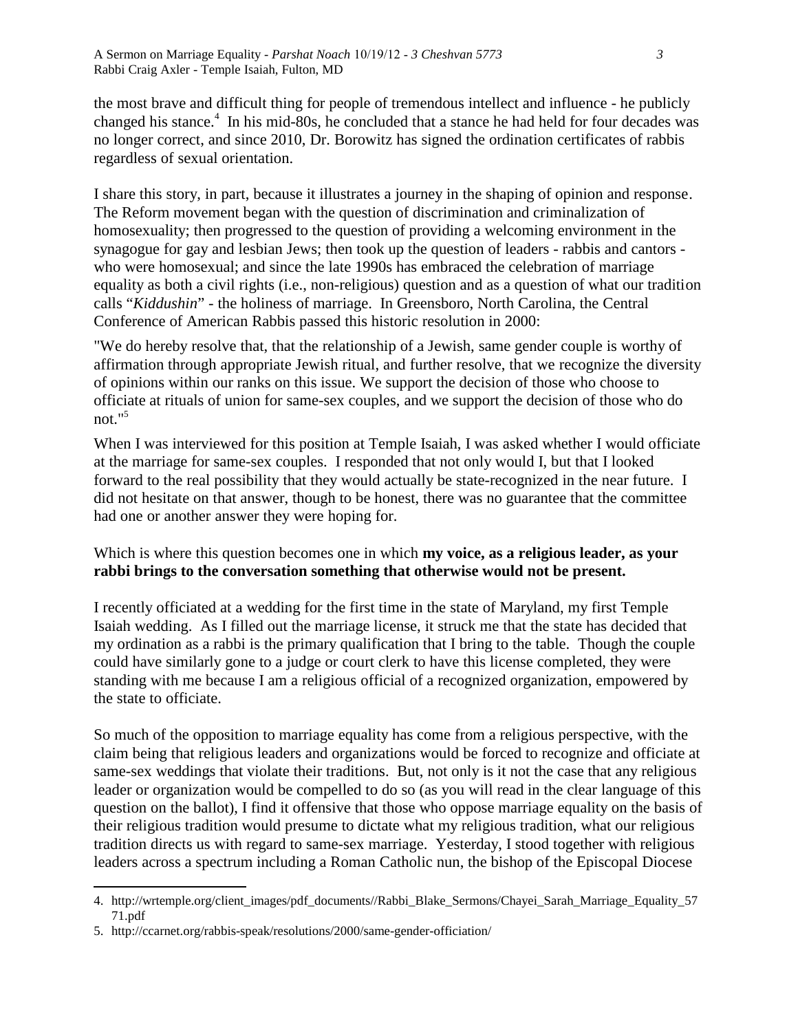the most brave and difficult thing for people of tremendous intellect and influence - he publicly changed his stance.[4] In his mid-80s, he concluded that a stance he had held for four decades was no longer correct, and since 2010, Dr. Borowitz has signed the ordination certificates of rabbis regardless of sexual orientation.

I share this story, in part, because it illustrates a journey in the shaping of opinion and response. The Reform movement began with the question of discrimination and criminalization of homosexuality; then progressed to the question of providing a welcoming environment in the synagogue for gay and lesbian Jews; then took up the question of leaders - rabbis and cantors - who were homosexual; and since the late 1990s has embraced the celebration of marriage equality as both a civil rights (i.e., non-religious) question and as a question of what our tradition calls "*Kiddushin*" - the holiness of marriage. In Greensboro, North Carolina, the Central Conference of American Rabbis passed this historic resolution in 2000:

"We do hereby resolve that, that the relationship of a Jewish, same gender couple is worthy of affirmation through appropriate Jewish ritual, and further resolve, that we recognize the diversity of opinions within our ranks on this issue. We support the decision of those who choose to officiate at rituals of union for same-sex couples, and we support the decision of those who do not."[5]

When I was interviewed for this position at Temple Isaiah, I was asked whether I would officiate at the marriage for same-sex couples. I responded that not only would I, but that I looked forward to the real possibility that they would actually be state-recognized in the near future. I did not hesitate on that answer, though to be honest, there was no guarantee that the committee had one or another answer they were hoping for.

Which is where this question becomes one in which **my voice, as a religious leader, as your rabbi brings to the conversation something that otherwise would not be present.**

I recently officiated at a wedding for the first time in the state of Maryland, my first Temple Isaiah wedding. As I filled out the marriage license, it struck me that the state has decided that my ordination as a rabbi is the primary qualification that I bring to the table. Though the couple could have similarly gone to a judge or court clerk to have this license completed, they were standing with me because I am a religious official of a recognized organization, empowered by the state to officiate.

So much of the opposition to marriage equality has come from a religious perspective, with the claim being that religious leaders and organizations would be forced to recognize and officiate at same-sex weddings that violate their traditions. But, not only is it not the case that any religious leader or organization would be compelled to do so (as you will read in the clear language of this question on the ballot), I find it offensive that those who oppose marriage equality on the basis of their religious tradition would presume to dictate what my religious tradition, what our religious tradition directs us with regard to same-sex marriage. Yesterday, I stood together with religious leaders across a spectrum including a Roman Catholic nun, the bishop of the Episcopal Diocese

---

4. http://wrtemple.org/client_images/pdf_documents//Rabbi_Blake_Sermons/Chayei_Sarah_Marriage_Equality_5771.pdf

5. http://ccarnet.org/rabbis-speak/resolutions/2000/same-gender-officiation/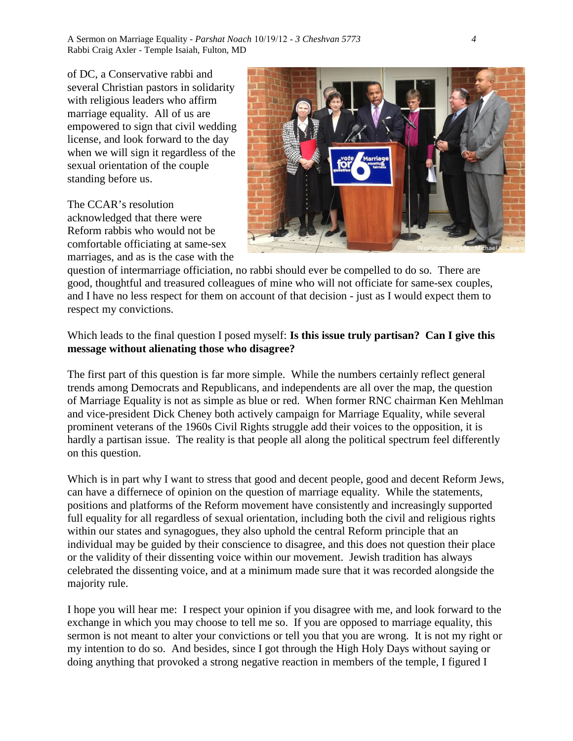of DC, a Conservative rabbi and several Christian pastors in solidarity with religious leaders who affirm marriage equality. All of us are empowered to sign that civil wedding license, and look forward to the day when we will sign it regardless of the sexual orientation of the couple standing before us.

The CCAR's resolution acknowledged that there were Reform rabbis who would not be comfortable officiating at same-sex marriages, and as is the case with the question of intermarriage officiation, no rabbi should ever be compelled to do so. There are good, thoughtful and treasured colleagues of mine who will not officiate for same-sex couples, and I have no less respect for them on account of that decision - just as I would expect them to respect my convictions.

Which leads to the final question I posed myself: **Is this issue truly partisan? Can I give this message without alienating those who disagree?**

The first part of this question is far more simple. While the numbers certainly reflect general trends among Democrats and Republicans, and independents are all over the map, the question of Marriage Equality is not as simple as blue or red. When former RNC chairman Ken Mehlman and vice-president Dick Cheney both actively campaign for Marriage Equality, while several prominent veterans of the 1960s Civil Rights struggle add their voices to the opposition, it is hardly a partisan issue. The reality is that people all along the political spectrum feel differently on this question.

Which is in part why I want to stress that good and decent people, good and decent Reform Jews, can have a differnece of opinion on the question of marriage equality. While the statements, positions and platforms of the Reform movement have consistently and increasingly supported full equality for all regardless of sexual orientation, including both the civil and religious rights within our states and synagogues, they also uphold the central Reform principle that an individual may be guided by their conscience to disagree, and this does not question their place or the validity of their dissenting voice within our movement. Jewish tradition has always celebrated the dissenting voice, and at a minimum made sure that it was recorded alongside the majority rule.

I hope you will hear me: I respect your opinion if you disagree with me, and look forward to the exchange in which you may choose to tell me so. If you are opposed to marriage equality, this sermon is not meant to alter your convictions or tell you that you are wrong. It is not my right or my intention to do so. And besides, since I got through the High Holy Days without saying or doing anything that provoked a strong negative reaction in members of the temple, I figured I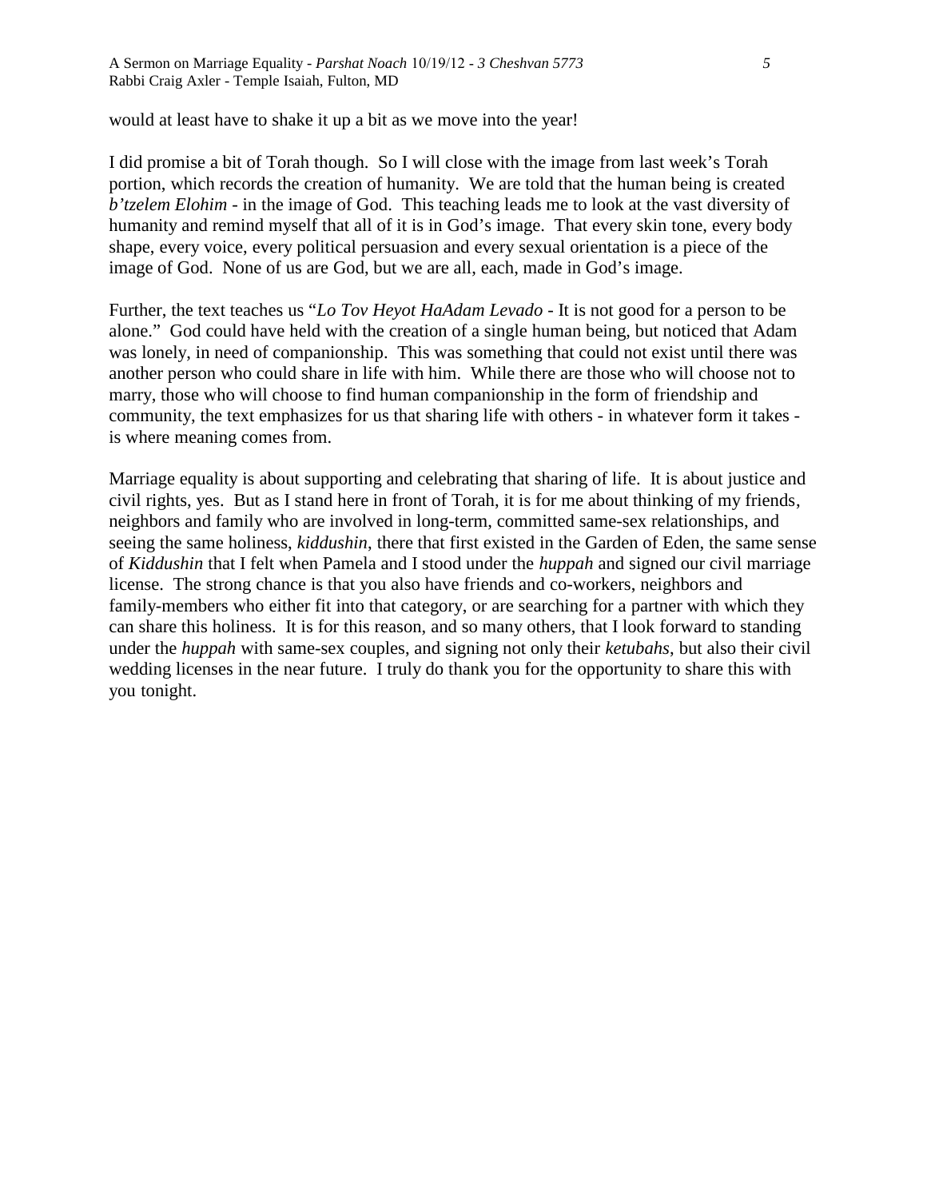would at least have to shake it up a bit as we move into the year!

I did promise a bit of Torah though. So I will close with the image from last week's Torah portion, which records the creation of humanity. We are told that the human being is created *b'tzelem Elohim* - in the image of God. This teaching leads me to look at the vast diversity of humanity and remind myself that all of it is in God's image. That every skin tone, every body shape, every voice, every political persuasion and every sexual orientation is a piece of the image of God. None of us are God, but we are all, each, made in God's image.

Further, the text teaches us "*Lo Tov Heyot HaAdam Levado* - It is not good for a person to be alone." God could have held with the creation of a single human being, but noticed that Adam was lonely, in need of companionship. This was something that could not exist until there was another person who could share in life with him. While there are those who will choose not to marry, those who will choose to find human companionship in the form of friendship and community, the text emphasizes for us that sharing life with others - in whatever form it takes - is where meaning comes from.

Marriage equality is about supporting and celebrating that sharing of life. It is about justice and civil rights, yes. But as I stand here in front of Torah, it is for me about thinking of my friends, neighbors and family who are involved in long-term, committed same-sex relationships, and seeing the same holiness, *kiddushin*, there that first existed in the Garden of Eden, the same sense of *Kiddushin* that I felt when Pamela and I stood under the *huppah* and signed our civil marriage license. The strong chance is that you also have friends and co-workers, neighbors and family-members who either fit into that category, or are searching for a partner with which they can share this holiness. It is for this reason, and so many others, that I look forward to standing under the *huppah* with same-sex couples, and signing not only their *ketubahs*, but also their civil wedding licenses in the near future. I truly do thank you for the opportunity to share this with you tonight.